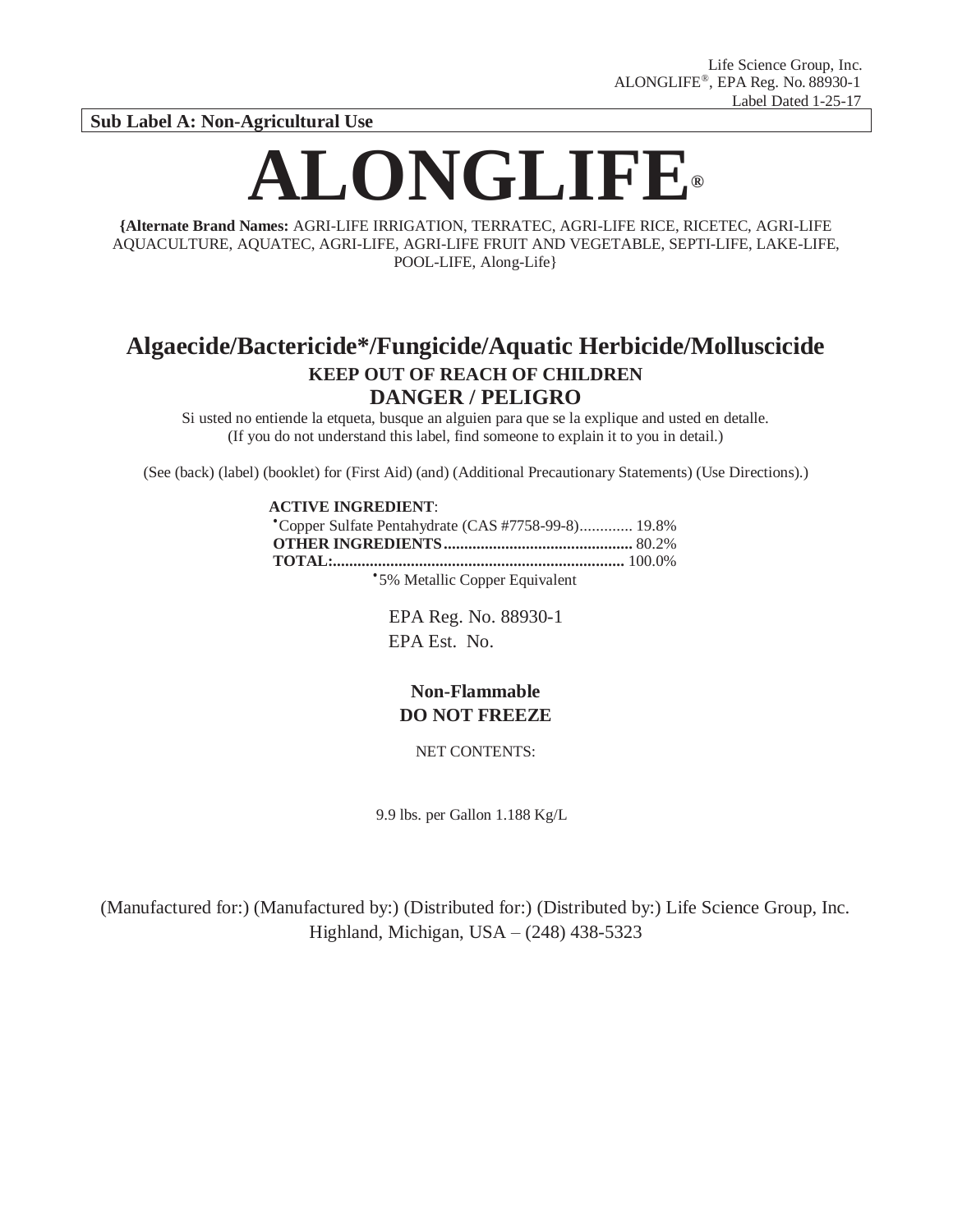Life Science Group, Inc.
ALONGLIFE®, EPA Reg. No. 88930-1
Label Dated 1-25-17

**Sub Label A: Non-Agricultural Use**

# ALONGLIFE®

**{Alternate Brand Names:** AGRI-LIFE IRRIGATION, TERRATEC, AGRI-LIFE RICE, RICETEC, AGRI-LIFE AQUACULTURE, AQUATEC, AGRI-LIFE, AGRI-LIFE FRUIT AND VEGETABLE, SEPTI-LIFE, LAKE-LIFE, POOL-LIFE, Along-Life}

## Algaecide/Bactericide*/Fungicide/Aquatic Herbicide/Molluscicide

**KEEP OUT OF REACH OF CHILDREN**

**DANGER / PELIGRO**

Si usted no entiende la etqueta, busque an alguien para que se la explique and usted en detalle.
(If you do not understand this label, find someone to explain it to you in detail.)

(See (back) (label) (booklet) for (First Aid) (and) (Additional Precautionary Statements) (Use Directions).)

**ACTIVE INGREDIENT**:
•Copper Sulfate Pentahydrate (CAS #7758-99-8)............. 19.8%
**OTHER INGREDIENTS**............................................. 80.2%
**TOTAL:**....................................................................... 100.0%
•5% Metallic Copper Equivalent

EPA Reg. No. 88930-1
EPA Est. No.

**Non-Flammable**
**DO NOT FREEZE**

NET CONTENTS:

9.9 lbs. per Gallon 1.188 Kg/L

(Manufactured for:) (Manufactured by:) (Distributed for:) (Distributed by:) Life Science Group, Inc. Highland, Michigan, USA – (248) 438-5323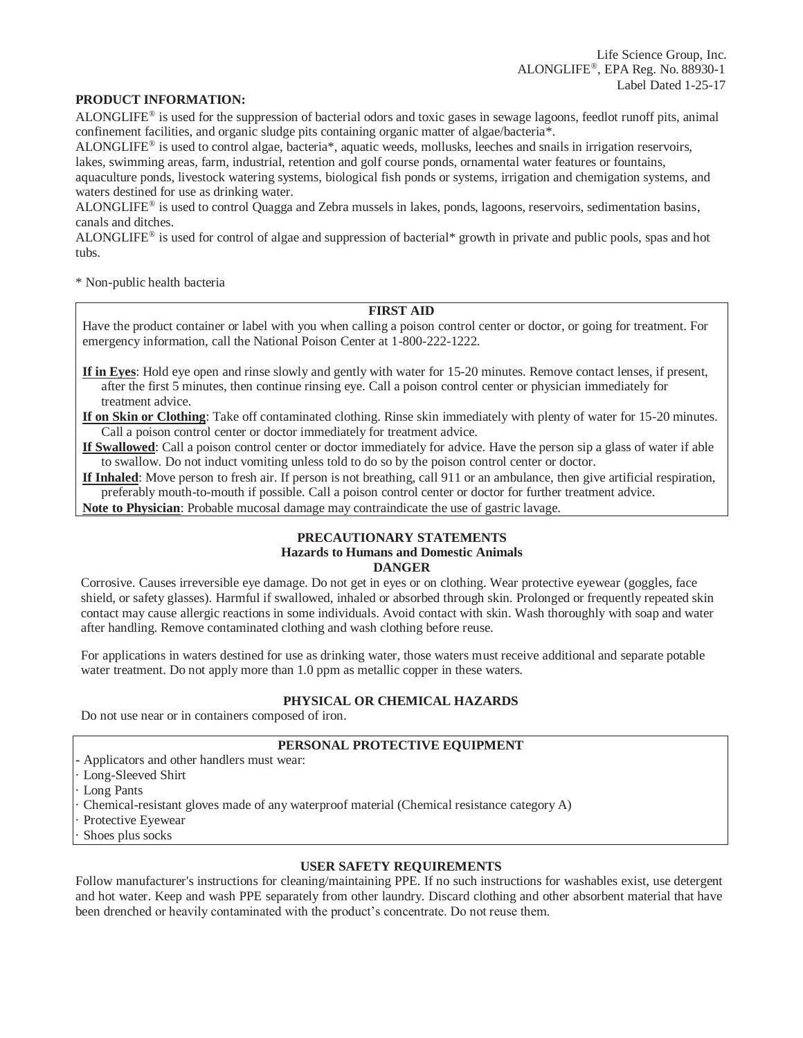Life Science Group, Inc.
ALONGLIFE®, EPA Reg. No. 88930-1
Label Dated 1-25-17

**PRODUCT INFORMATION:**

ALONGLIFE® is used for the suppression of bacterial odors and toxic gases in sewage lagoons, feedlot runoff pits, animal confinement facilities, and organic sludge pits containing organic matter of algae/bacteria*.

ALONGLIFE® is used to control algae, bacteria*, aquatic weeds, mollusks, leeches and snails in irrigation reservoirs, lakes, swimming areas, farm, industrial, retention and golf course ponds, ornamental water features or fountains, aquaculture ponds, livestock watering systems, biological fish ponds or systems, irrigation and chemigation systems, and waters destined for use as drinking water.

ALONGLIFE® is used to control Quagga and Zebra mussels in lakes, ponds, lagoons, reservoirs, sedimentation basins, canals and ditches.

ALONGLIFE® is used for control of algae and suppression of bacterial* growth in private and public pools, spas and hot tubs.

* Non-public health bacteria

## FIRST AID

Have the product container or label with you when calling a poison control center or doctor, or going for treatment. For emergency information, call the National Poison Center at 1-800-222-1222.

**If in Eyes**: Hold eye open and rinse slowly and gently with water for 15-20 minutes. Remove contact lenses, if present, after the first 5 minutes, then continue rinsing eye. Call a poison control center or physician immediately for treatment advice.

**If on Skin or Clothing**: Take off contaminated clothing. Rinse skin immediately with plenty of water for 15-20 minutes. Call a poison control center or doctor immediately for treatment advice.

**If Swallowed**: Call a poison control center or doctor immediately for advice. Have the person sip a glass of water if able to swallow. Do not induct vomiting unless told to do so by the poison control center or doctor.

**If Inhaled**: Move person to fresh air. If person is not breathing, call 911 or an ambulance, then give artificial respiration, preferably mouth-to-mouth if possible. Call a poison control center or doctor for further treatment advice.

**Note to Physician**: Probable mucosal damage may contraindicate the use of gastric lavage.

## PRECAUTIONARY STATEMENTS

### Hazards to Humans and Domestic Animals

### DANGER

Corrosive. Causes irreversible eye damage. Do not get in eyes or on clothing. Wear protective eyewear (goggles, face shield, or safety glasses). Harmful if swallowed, inhaled or absorbed through skin. Prolonged or frequently repeated skin contact may cause allergic reactions in some individuals. Avoid contact with skin. Wash thoroughly with soap and water after handling. Remove contaminated clothing and wash clothing before reuse.

For applications in waters destined for use as drinking water, those waters must receive additional and separate potable water treatment. Do not apply more than 1.0 ppm as metallic copper in these waters.

## PHYSICAL OR CHEMICAL HAZARDS

Do not use near or in containers composed of iron.

## PERSONAL PROTECTIVE EQUIPMENT

- Applicators and other handlers must wear:
- Long-Sleeved Shirt
- Long Pants
- Chemical-resistant gloves made of any waterproof material (Chemical resistance category A)
- Protective Eyewear
- Shoes plus socks

## USER SAFETY REQUIREMENTS

Follow manufacturer's instructions for cleaning/maintaining PPE. If no such instructions for washables exist, use detergent and hot water. Keep and wash PPE separately from other laundry. Discard clothing and other absorbent material that have been drenched or heavily contaminated with the product's concentrate. Do not reuse them.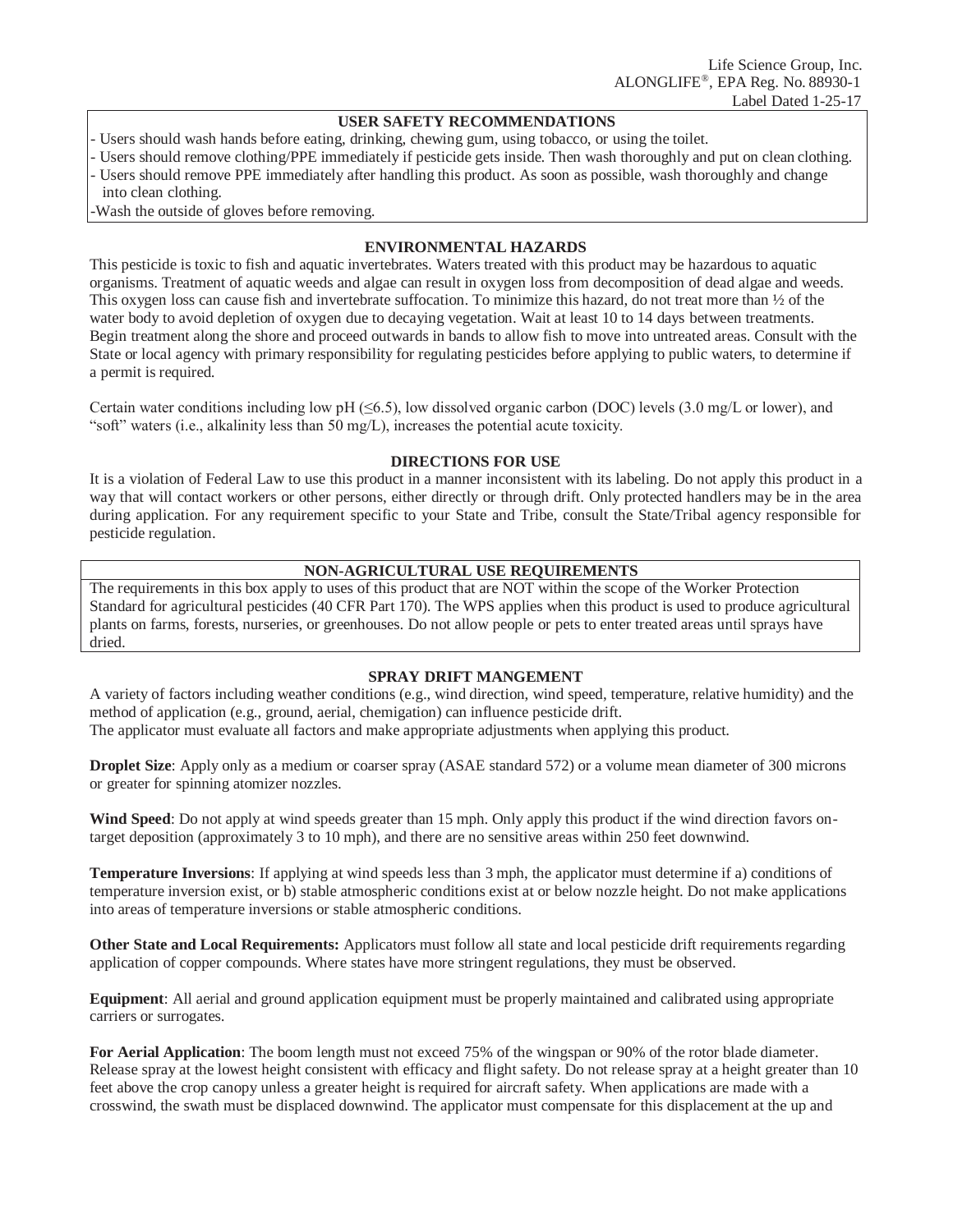## USER SAFETY RECOMMENDATIONS

- Users should wash hands before eating, drinking, chewing gum, using tobacco, or using the toilet.
- Users should remove clothing/PPE immediately if pesticide gets inside. Then wash thoroughly and put on clean clothing.
- Users should remove PPE immediately after handling this product. As soon as possible, wash thoroughly and change into clean clothing.
- Wash the outside of gloves before removing.

## ENVIRONMENTAL HAZARDS

This pesticide is toxic to fish and aquatic invertebrates. Waters treated with this product may be hazardous to aquatic organisms. Treatment of aquatic weeds and algae can result in oxygen loss from decomposition of dead algae and weeds. This oxygen loss can cause fish and invertebrate suffocation. To minimize this hazard, do not treat more than ½ of the water body to avoid depletion of oxygen due to decaying vegetation. Wait at least 10 to 14 days between treatments. Begin treatment along the shore and proceed outwards in bands to allow fish to move into untreated areas. Consult with the State or local agency with primary responsibility for regulating pesticides before applying to public waters, to determine if a permit is required.

Certain water conditions including low pH (≤6.5), low dissolved organic carbon (DOC) levels (3.0 mg/L or lower), and "soft" waters (i.e., alkalinity less than 50 mg/L), increases the potential acute toxicity.

## DIRECTIONS FOR USE

It is a violation of Federal Law to use this product in a manner inconsistent with its labeling. Do not apply this product in a way that will contact workers or other persons, either directly or through drift. Only protected handlers may be in the area during application. For any requirement specific to your State and Tribe, consult the State/Tribal agency responsible for pesticide regulation.

## NON-AGRICULTURAL USE REQUIREMENTS

The requirements in this box apply to uses of this product that are NOT within the scope of the Worker Protection Standard for agricultural pesticides (40 CFR Part 170). The WPS applies when this product is used to produce agricultural plants on farms, forests, nurseries, or greenhouses. Do not allow people or pets to enter treated areas until sprays have dried.

## SPRAY DRIFT MANGEMENT

A variety of factors including weather conditions (e.g., wind direction, wind speed, temperature, relative humidity) and the method of application (e.g., ground, aerial, chemigation) can influence pesticide drift.
The applicator must evaluate all factors and make appropriate adjustments when applying this product.

**Droplet Size**: Apply only as a medium or coarser spray (ASAE standard 572) or a volume mean diameter of 300 microns or greater for spinning atomizer nozzles.

**Wind Speed**: Do not apply at wind speeds greater than 15 mph. Only apply this product if the wind direction favors on-target deposition (approximately 3 to 10 mph), and there are no sensitive areas within 250 feet downwind.

**Temperature Inversions**: If applying at wind speeds less than 3 mph, the applicator must determine if a) conditions of temperature inversion exist, or b) stable atmospheric conditions exist at or below nozzle height. Do not make applications into areas of temperature inversions or stable atmospheric conditions.

**Other State and Local Requirements:** Applicators must follow all state and local pesticide drift requirements regarding application of copper compounds. Where states have more stringent regulations, they must be observed.

**Equipment**: All aerial and ground application equipment must be properly maintained and calibrated using appropriate carriers or surrogates.

**For Aerial Application**: The boom length must not exceed 75% of the wingspan or 90% of the rotor blade diameter. Release spray at the lowest height consistent with efficacy and flight safety. Do not release spray at a height greater than 10 feet above the crop canopy unless a greater height is required for aircraft safety. When applications are made with a crosswind, the swath must be displaced downwind. The applicator must compensate for this displacement at the up and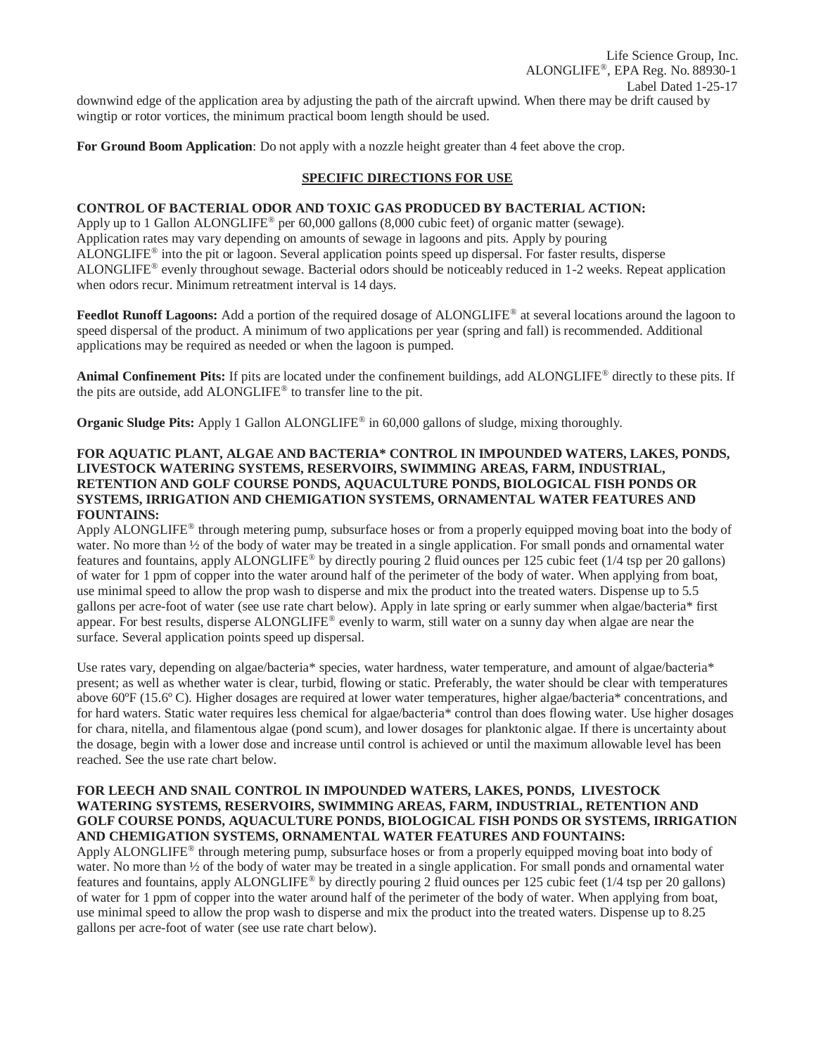downwind edge of the application area by adjusting the path of the aircraft upwind. When there may be drift caused by wingtip or rotor vortices, the minimum practical boom length should be used.

**For Ground Boom Application**: Do not apply with a nozzle height greater than 4 feet above the crop.

## SPECIFIC DIRECTIONS FOR USE

**CONTROL OF BACTERIAL ODOR AND TOXIC GAS PRODUCED BY BACTERIAL ACTION:**
Apply up to 1 Gallon ALONGLIFE® per 60,000 gallons (8,000 cubic feet) of organic matter (sewage). Application rates may vary depending on amounts of sewage in lagoons and pits. Apply by pouring ALONGLIFE® into the pit or lagoon. Several application points speed up dispersal. For faster results, disperse ALONGLIFE® evenly throughout sewage. Bacterial odors should be noticeably reduced in 1-2 weeks. Repeat application when odors recur. Minimum retreatment interval is 14 days.

**Feedlot Runoff Lagoons:** Add a portion of the required dosage of ALONGLIFE® at several locations around the lagoon to speed dispersal of the product. A minimum of two applications per year (spring and fall) is recommended. Additional applications may be required as needed or when the lagoon is pumped.

**Animal Confinement Pits:** If pits are located under the confinement buildings, add ALONGLIFE® directly to these pits. If the pits are outside, add ALONGLIFE® to transfer line to the pit.

**Organic Sludge Pits:** Apply 1 Gallon ALONGLIFE® in 60,000 gallons of sludge, mixing thoroughly.

**FOR AQUATIC PLANT, ALGAE AND BACTERIA* CONTROL IN IMPOUNDED WATERS, LAKES, PONDS, LIVESTOCK WATERING SYSTEMS, RESERVOIRS, SWIMMING AREAS, FARM, INDUSTRIAL, RETENTION AND GOLF COURSE PONDS, AQUACULTURE PONDS, BIOLOGICAL FISH PONDS OR SYSTEMS, IRRIGATION AND CHEMIGATION SYSTEMS, ORNAMENTAL WATER FEATURES AND FOUNTAINS:**
Apply ALONGLIFE® through metering pump, subsurface hoses or from a properly equipped moving boat into the body of water. No more than ½ of the body of water may be treated in a single application. For small ponds and ornamental water features and fountains, apply ALONGLIFE® by directly pouring 2 fluid ounces per 125 cubic feet (1/4 tsp per 20 gallons) of water for 1 ppm of copper into the water around half of the perimeter of the body of water. When applying from boat, use minimal speed to allow the prop wash to disperse and mix the product into the treated waters. Dispense up to 5.5 gallons per acre-foot of water (see use rate chart below). Apply in late spring or early summer when algae/bacteria* first appear. For best results, disperse ALONGLIFE® evenly to warm, still water on a sunny day when algae are near the surface. Several application points speed up dispersal.

Use rates vary, depending on algae/bacteria* species, water hardness, water temperature, and amount of algae/bacteria* present; as well as whether water is clear, turbid, flowing or static. Preferably, the water should be clear with temperatures above 60ºF (15.6º C). Higher dosages are required at lower water temperatures, higher algae/bacteria* concentrations, and for hard waters. Static water requires less chemical for algae/bacteria* control than does flowing water. Use higher dosages for chara, nitella, and filamentous algae (pond scum), and lower dosages for planktonic algae. If there is uncertainty about the dosage, begin with a lower dose and increase until control is achieved or until the maximum allowable level has been reached. See the use rate chart below.

**FOR LEECH AND SNAIL CONTROL IN IMPOUNDED WATERS, LAKES, PONDS, LIVESTOCK WATERING SYSTEMS, RESERVOIRS, SWIMMING AREAS, FARM, INDUSTRIAL, RETENTION AND GOLF COURSE PONDS, AQUACULTURE PONDS, BIOLOGICAL FISH PONDS OR SYSTEMS, IRRIGATION AND CHEMIGATION SYSTEMS, ORNAMENTAL WATER FEATURES AND FOUNTAINS:**
Apply ALONGLIFE® through metering pump, subsurface hoses or from a properly equipped moving boat into body of water. No more than ½ of the body of water may be treated in a single application. For small ponds and ornamental water features and fountains, apply ALONGLIFE® by directly pouring 2 fluid ounces per 125 cubic feet (1/4 tsp per 20 gallons) of water for 1 ppm of copper into the water around half of the perimeter of the body of water. When applying from boat, use minimal speed to allow the prop wash to disperse and mix the product into the treated waters. Dispense up to 8.25 gallons per acre-foot of water (see use rate chart below).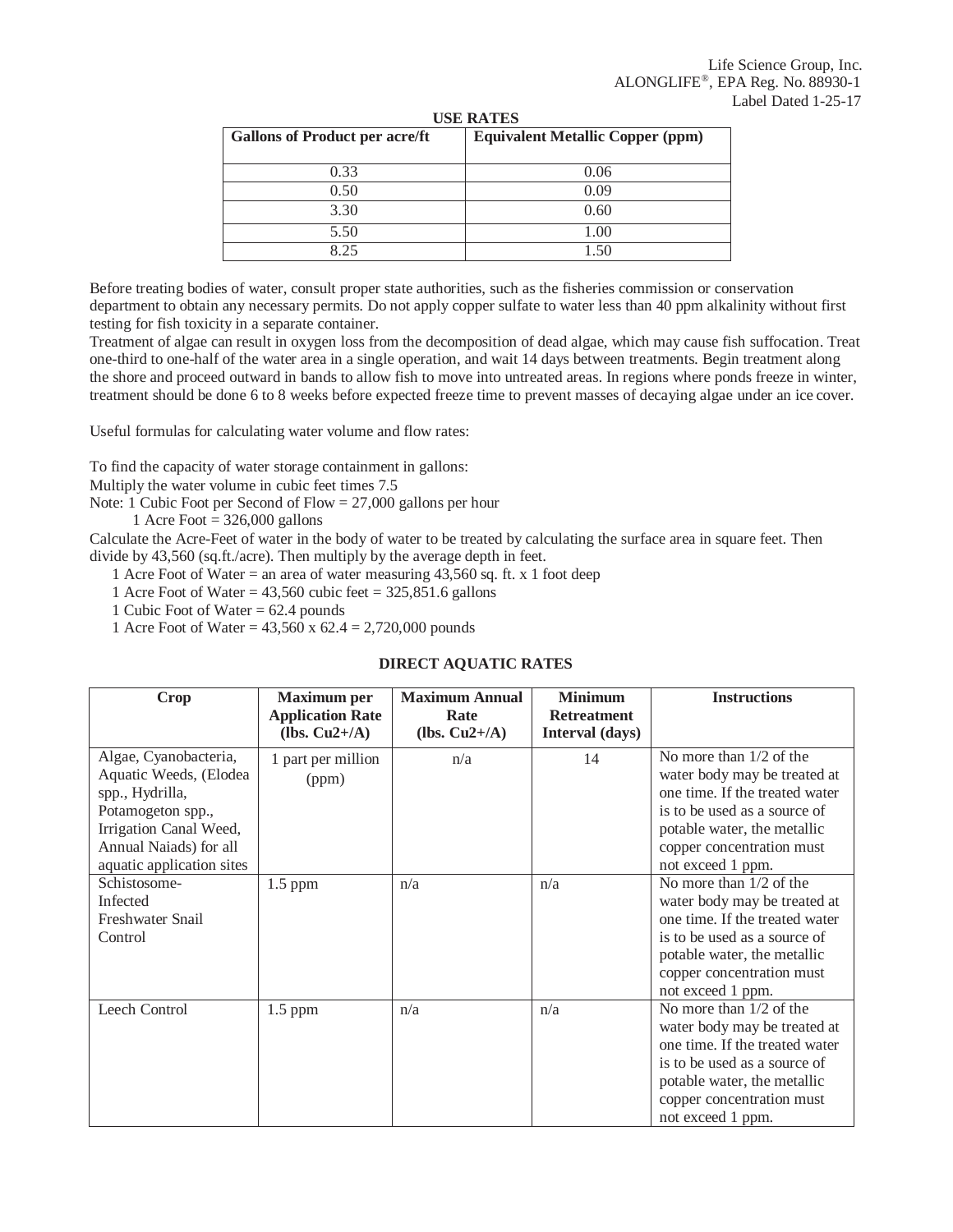**USE RATES**

| Gallons of Product per acre/ft | Equivalent Metallic Copper (ppm) |
|---|---|
| 0.33 | 0.06 |
| 0.50 | 0.09 |
| 3.30 | 0.60 |
| 5.50 | 1.00 |
| 8.25 | 1.50 |

Before treating bodies of water, consult proper state authorities, such as the fisheries commission or conservation department to obtain any necessary permits. Do not apply copper sulfate to water less than 40 ppm alkalinity without first testing for fish toxicity in a separate container.

Treatment of algae can result in oxygen loss from the decomposition of dead algae, which may cause fish suffocation. Treat one-third to one-half of the water area in a single operation, and wait 14 days between treatments. Begin treatment along the shore and proceed outward in bands to allow fish to move into untreated areas. In regions where ponds freeze in winter, treatment should be done 6 to 8 weeks before expected freeze time to prevent masses of decaying algae under an ice cover.

Useful formulas for calculating water volume and flow rates:

To find the capacity of water storage containment in gallons:
Multiply the water volume in cubic feet times 7.5
Note: 1 Cubic Foot per Second of Flow = 27,000 gallons per hour
 1 Acre Foot = 326,000 gallons
Calculate the Acre-Feet of water in the body of water to be treated by calculating the surface area in square feet. Then divide by 43,560 (sq.ft./acre). Then multiply by the average depth in feet.
 1 Acre Foot of Water = an area of water measuring 43,560 sq. ft. x 1 foot deep
 1 Acre Foot of Water = 43,560 cubic feet = 325,851.6 gallons
 1 Cubic Foot of Water = 62.4 pounds
 1 Acre Foot of Water = 43,560 x 62.4 = 2,720,000 pounds

**DIRECT AQUATIC RATES**

| Crop | Maximum per Application Rate (lbs. $Cu^{2+}$/A) | Maximum Annual Rate (lbs. $Cu^{2+}$/A) | Minimum Retreatment Interval (days) | Instructions |
|---|---|---|---|---|
| Algae, Cyanobacteria, Aquatic Weeds, (Elodea spp., Hydrilla, Potamogeton spp., Irrigation Canal Weed, Annual Naiads) for all aquatic application sites | 1 part per million (ppm) | n/a | 14 | No more than 1/2 of the water body may be treated at one time. If the treated water is to be used as a source of potable water, the metallic copper concentration must not exceed 1 ppm. |
| Schistosome-Infected Freshwater Snail Control | 1.5 ppm | n/a | n/a | No more than 1/2 of the water body may be treated at one time. If the treated water is to be used as a source of potable water, the metallic copper concentration must not exceed 1 ppm. |
| Leech Control | 1.5 ppm | n/a | n/a | No more than 1/2 of the water body may be treated at one time. If the treated water is to be used as a source of potable water, the metallic copper concentration must not exceed 1 ppm. |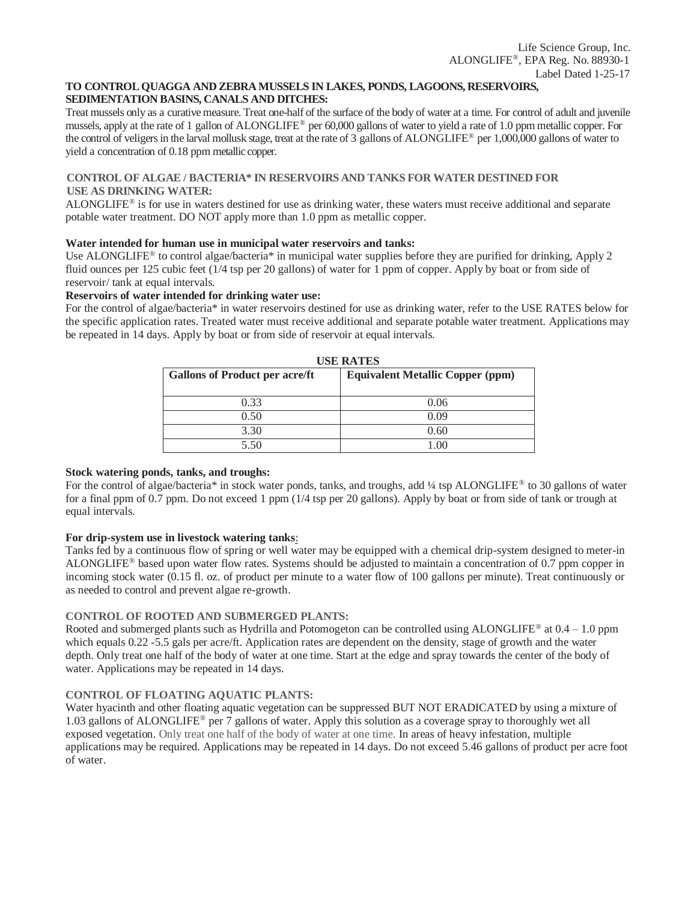**TO CONTROL QUAGGA AND ZEBRA MUSSELS IN LAKES, PONDS, LAGOONS, RESERVOIRS, SEDIMENTATION BASINS, CANALS AND DITCHES:**

Treat mussels only as a curative measure. Treat one-half of the surface of the body of water at a time. For control of adult and juvenile mussels, apply at the rate of 1 gallon of ALONGLIFE® per 60,000 gallons of water to yield a rate of 1.0 ppm metallic copper. For the control of veligers in the larval mollusk stage, treat at the rate of 3 gallons of ALONGLIFE® per 1,000,000 gallons of water to yield a concentration of 0.18 ppm metallic copper.

**CONTROL OF ALGAE / BACTERIA* IN RESERVOIRS AND TANKS FOR WATER DESTINED FOR USE AS DRINKING WATER:**

ALONGLIFE® is for use in waters destined for use as drinking water, these waters must receive additional and separate potable water treatment. DO NOT apply more than 1.0 ppm as metallic copper.

**Water intended for human use in municipal water reservoirs and tanks:**

Use ALONGLIFE® to control algae/bacteria* in municipal water supplies before they are purified for drinking, Apply 2 fluid ounces per 125 cubic feet (1/4 tsp per 20 gallons) of water for 1 ppm of copper. Apply by boat or from side of reservoir/ tank at equal intervals.

**Reservoirs of water intended for drinking water use:**

For the control of algae/bacteria* in water reservoirs destined for use as drinking water, refer to the USE RATES below for the specific application rates. Treated water must receive additional and separate potable water treatment. Applications may be repeated in 14 days. Apply by boat or from side of reservoir at equal intervals.

**USE RATES**

| Gallons of Product per acre/ft | Equivalent Metallic Copper (ppm) |
|---|---|
| 0.33 | 0.06 |
| 0.50 | 0.09 |
| 3.30 | 0.60 |
| 5.50 | 1.00 |

**Stock watering ponds, tanks, and troughs:**

For the control of algae/bacteria* in stock water ponds, tanks, and troughs, add ¼ tsp ALONGLIFE® to 30 gallons of water for a final ppm of 0.7 ppm. Do not exceed 1 ppm (1/4 tsp per 20 gallons). Apply by boat or from side of tank or trough at equal intervals.

**For drip-system use in livestock watering tanks:**

Tanks fed by a continuous flow of spring or well water may be equipped with a chemical drip-system designed to meter-in ALONGLIFE® based upon water flow rates. Systems should be adjusted to maintain a concentration of 0.7 ppm copper in incoming stock water (0.15 fl. oz. of product per minute to a water flow of 100 gallons per minute). Treat continuously or as needed to control and prevent algae re-growth.

**CONTROL OF ROOTED AND SUBMERGED PLANTS:**

Rooted and submerged plants such as Hydrilla and Potomogeton can be controlled using ALONGLIFE® at 0.4 – 1.0 ppm which equals 0.22 -5.5 gals per acre/ft. Application rates are dependent on the density, stage of growth and the water depth. Only treat one half of the body of water at one time. Start at the edge and spray towards the center of the body of water. Applications may be repeated in 14 days.

**CONTROL OF FLOATING AQUATIC PLANTS:**

Water hyacinth and other floating aquatic vegetation can be suppressed BUT NOT ERADICATED by using a mixture of 1.03 gallons of ALONGLIFE® per 7 gallons of water. Apply this solution as a coverage spray to thoroughly wet all exposed vegetation. Only treat one half of the body of water at one time. In areas of heavy infestation, multiple applications may be required. Applications may be repeated in 14 days. Do not exceed 5.46 gallons of product per acre foot of water.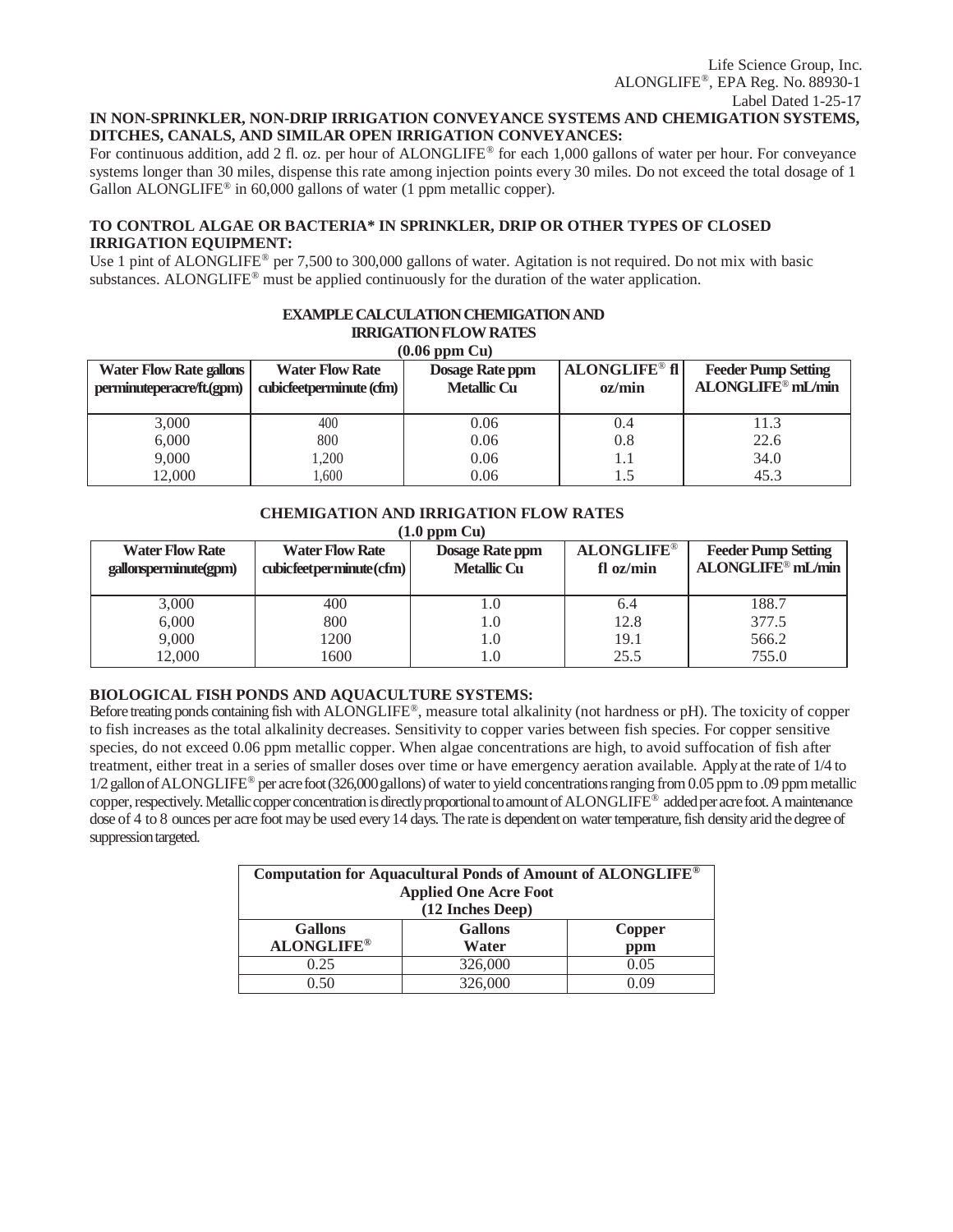**IN NON-SPRINKLER, NON-DRIP IRRIGATION CONVEYANCE SYSTEMS AND CHEMIGATION SYSTEMS, DITCHES, CANALS, AND SIMILAR OPEN IRRIGATION CONVEYANCES:**

For continuous addition, add 2 fl. oz. per hour of ALONGLIFE® for each 1,000 gallons of water per hour. For conveyance systems longer than 30 miles, dispense this rate among injection points every 30 miles. Do not exceed the total dosage of 1 Gallon ALONGLIFE® in 60,000 gallons of water (1 ppm metallic copper).

**TO CONTROL ALGAE OR BACTERIA\* IN SPRINKLER, DRIP OR OTHER TYPES OF CLOSED IRRIGATION EQUIPMENT:**

Use 1 pint of ALONGLIFE® per 7,500 to 300,000 gallons of water. Agitation is not required. Do not mix with basic substances. ALONGLIFE® must be applied continuously for the duration of the water application.

**EXAMPLE CALCULATION CHEMIGATION AND IRRIGATION FLOW RATES (0.06 ppm Cu)**

| Water Flow Rate gallons perminuteperacre/ft.(gpm) | Water Flow Rate cubicfeetperminute (cfm) | Dosage Rate ppm Metallic Cu | ALONGLIFE® fl oz/min | Feeder Pump Setting ALONGLIFE® mL/min |
|---|---|---|---|---|
| 3,000 | 400 | 0.06 | 0.4 | 11.3 |
| 6,000 | 800 | 0.06 | 0.8 | 22.6 |
| 9,000 | 1,200 | 0.06 | 1.1 | 34.0 |
| 12,000 | 1,600 | 0.06 | 1.5 | 45.3 |

**CHEMIGATION AND IRRIGATION FLOW RATES (1.0 ppm Cu)**

| Water Flow Rate gallonsperminute(gpm) | Water Flow Rate cubicfeetperminute(cfm) | Dosage Rate ppm Metallic Cu | ALONGLIFE® fl oz/min | Feeder Pump Setting ALONGLIFE® mL/min |
|---|---|---|---|---|
| 3,000 | 400 | 1.0 | 6.4 | 188.7 |
| 6,000 | 800 | 1.0 | 12.8 | 377.5 |
| 9,000 | 1200 | 1.0 | 19.1 | 566.2 |
| 12,000 | 1600 | 1.0 | 25.5 | 755.0 |

**BIOLOGICAL FISH PONDS AND AQUACULTURE SYSTEMS:**

Before treating ponds containing fish with ALONGLIFE®, measure total alkalinity (not hardness or pH). The toxicity of copper to fish increases as the total alkalinity decreases. Sensitivity to copper varies between fish species. For copper sensitive species, do not exceed 0.06 ppm metallic copper. When algae concentrations are high, to avoid suffocation of fish after treatment, either treat in a series of smaller doses over time or have emergency aeration available. Apply at the rate of 1/4 to 1/2 gallon of ALONGLIFE® per acre foot (326,000 gallons) of water to yield concentrations ranging from 0.05 ppm to .09 ppm metallic copper, respectively. Metallic copper concentration is directly proportional to amount of ALONGLIFE® added per acre foot. A maintenance dose of 4 to 8 ounces per acre foot may be used every 14 days. The rate is dependent on water temperature, fish density arid the degree of suppression targeted.

| Computation for Aquacultural Ponds of Amount of ALONGLIFE® Applied One Acre Foot (12 Inches Deep) | | |
|---|---|---|
| **Gallons ALONGLIFE®** | **Gallons Water** | **Copper ppm** |
| 0.25 | 326,000 | 0.05 |
| 0.50 | 326,000 | 0.09 |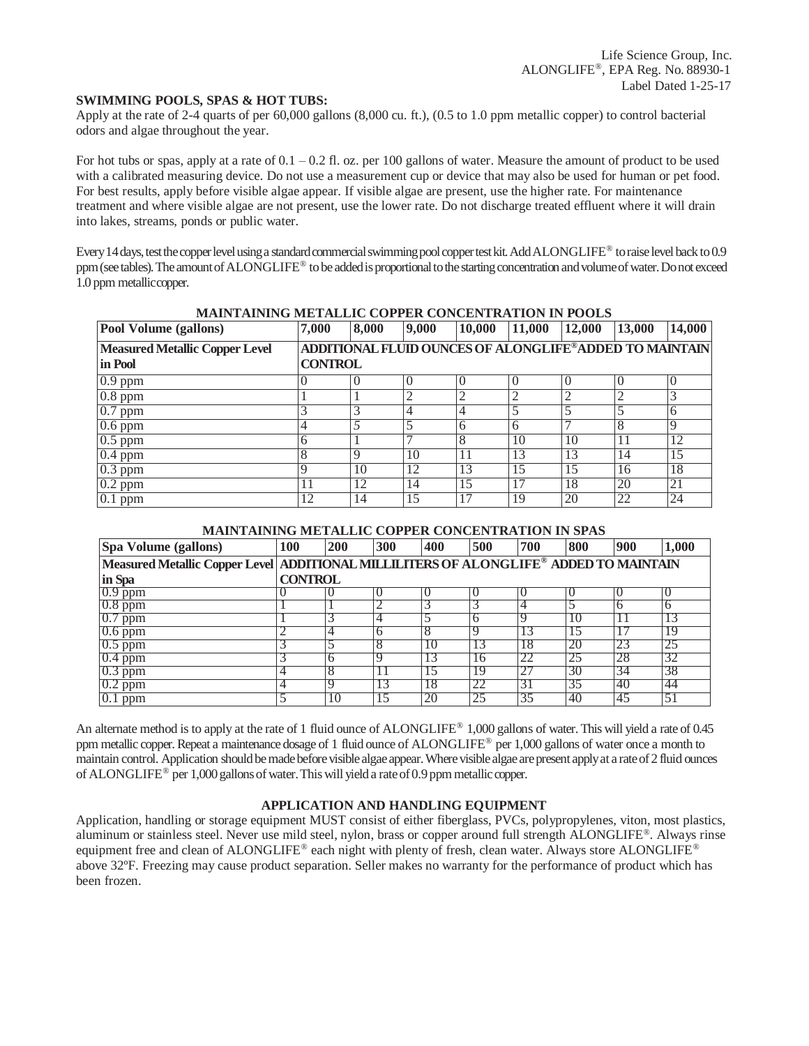Life Science Group, Inc.
ALONGLIFE®, EPA Reg. No. 88930-1
Label Dated 1-25-17

**SWIMMING POOLS, SPAS & HOT TUBS:**
Apply at the rate of 2-4 quarts of per 60,000 gallons (8,000 cu. ft.), (0.5 to 1.0 ppm metallic copper) to control bacterial odors and algae throughout the year.

For hot tubs or spas, apply at a rate of 0.1 – 0.2 fl. oz. per 100 gallons of water. Measure the amount of product to be used with a calibrated measuring device. Do not use a measurement cup or device that may also be used for human or pet food. For best results, apply before visible algae appear. If visible algae are present, use the higher rate. For maintenance treatment and where visible algae are not present, use the lower rate. Do not discharge treated effluent where it will drain into lakes, streams, ponds or public water.

Every 14 days, test the copper level using a standard commercial swimming pool copper test kit. Add ALONGLIFE® to raise level back to 0.9 ppm (see tables). The amount of ALONGLIFE® to be added is proportional to the starting concentration and volume of water. Do not exceed 1.0 ppm metallic copper.

**MAINTAINING METALLIC COPPER CONCENTRATION IN POOLS**

| Pool Volume (gallons) | 7,000 | 8,000 | 9,000 | 10,000 | 11,000 | 12,000 | 13,000 | 14,000 |
|---|---|---|---|---|---|---|---|---|
| **Measured Metallic Copper Level in Pool** | **ADDITIONAL FLUID OUNCES OF ALONGLIFE® ADDED TO MAINTAIN CONTROL** | | | | | | | |
| 0.9 ppm | 0 | 0 | 0 | 0 | 0 | 0 | 0 | 0 |
| 0.8 ppm | 1 | 1 | 2 | 2 | 2 | 2 | 2 | 3 |
| 0.7 ppm | 3 | 3 | 4 | 4 | 5 | 5 | 5 | 6 |
| 0.6 ppm | 4 | 5 | 5 | 6 | 6 | 7 | 8 | 9 |
| 0.5 ppm | 6 | 1 | 7 | 8 | 10 | 10 | 11 | 12 |
| 0.4 ppm | 8 | 9 | 10 | 11 | 13 | 13 | 14 | 15 |
| 0.3 ppm | 9 | 10 | 12 | 13 | 15 | 15 | 16 | 18 |
| 0.2 ppm | 11 | 12 | 14 | 15 | 17 | 18 | 20 | 21 |
| 0.1 ppm | 12 | 14 | 15 | 17 | 19 | 20 | 22 | 24 |

**MAINTAINING METALLIC COPPER CONCENTRATION IN SPAS**

| Spa Volume (gallons) | 100 | 200 | 300 | 400 | 500 | 700 | 800 | 900 | 1,000 |
|---|---|---|---|---|---|---|---|---|---|
| **Measured Metallic Copper Level in Spa** | **ADDITIONAL MILLILITERS OF ALONGLIFE® ADDED TO MAINTAIN CONTROL** | | | | | | | | |
| 0.9 ppm | 0 | 0 | 0 | 0 | 0 | 0 | 0 | 0 | 0 |
| 0.8 ppm | 1 | 1 | 2 | 3 | 3 | 4 | 5 | 6 | 6 |
| 0.7 ppm | 1 | 3 | 4 | 5 | 6 | 9 | 10 | 11 | 13 |
| 0.6 ppm | 2 | 4 | 6 | 8 | 9 | 13 | 15 | 17 | 19 |
| 0.5 ppm | 3 | 5 | 8 | 10 | 13 | 18 | 20 | 23 | 25 |
| 0.4 ppm | 3 | 6 | 9 | 13 | 16 | 22 | 25 | 28 | 32 |
| 0.3 ppm | 4 | 8 | 11 | 15 | 19 | 27 | 30 | 34 | 38 |
| 0.2 ppm | 4 | 9 | 13 | 18 | 22 | 31 | 35 | 40 | 44 |
| 0.1 ppm | 5 | 10 | 15 | 20 | 25 | 35 | 40 | 45 | 51 |

An alternate method is to apply at the rate of 1 fluid ounce of ALONGLIFE® 1,000 gallons of water. This will yield a rate of 0.45 ppm metallic copper. Repeat a maintenance dosage of 1 fluid ounce of ALONGLIFE® per 1,000 gallons of water once a month to maintain control. Application should be made before visible algae appear. Where visible algae are present apply at a rate of 2 fluid ounces of ALONGLIFE® per 1,000 gallons of water. This will yield a rate of 0.9 ppm metallic copper.

**APPLICATION AND HANDLING EQUIPMENT**

Application, handling or storage equipment MUST consist of either fiberglass, PVCs, polypropylenes, viton, most plastics, aluminum or stainless steel. Never use mild steel, nylon, brass or copper around full strength ALONGLIFE®. Always rinse equipment free and clean of ALONGLIFE® each night with plenty of fresh, clean water. Always store ALONGLIFE® above 32ºF. Freezing may cause product separation. Seller makes no warranty for the performance of product which has been frozen.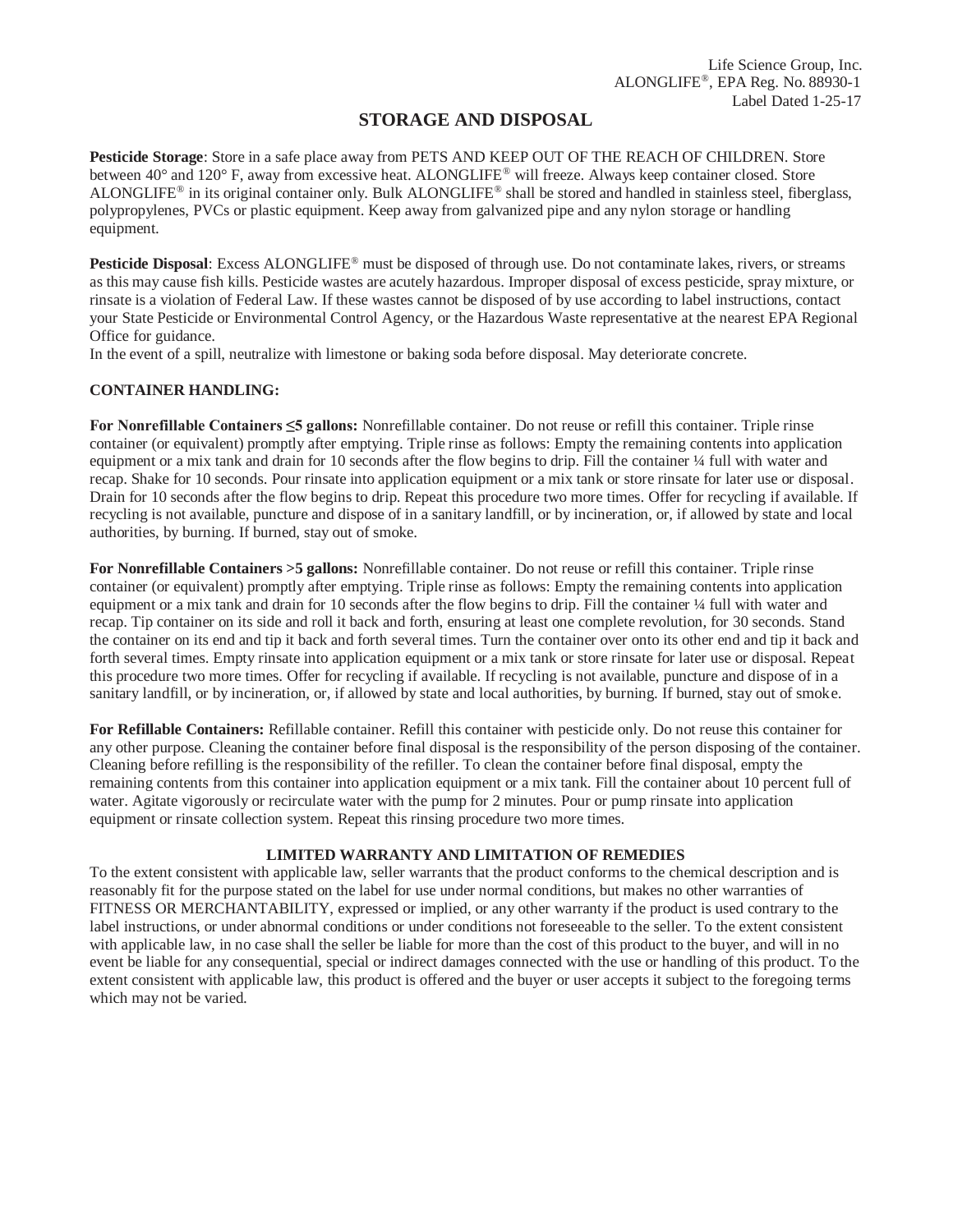Life Science Group, Inc.
ALONGLIFE®, EPA Reg. No. 88930-1
Label Dated 1-25-17

# STORAGE AND DISPOSAL

**Pesticide Storage**: Store in a safe place away from PETS AND KEEP OUT OF THE REACH OF CHILDREN. Store between 40° and 120° F, away from excessive heat. ALONGLIFE® will freeze. Always keep container closed. Store ALONGLIFE® in its original container only. Bulk ALONGLIFE® shall be stored and handled in stainless steel, fiberglass, polypropylenes, PVCs or plastic equipment. Keep away from galvanized pipe and any nylon storage or handling equipment.

**Pesticide Disposal**: Excess ALONGLIFE® must be disposed of through use. Do not contaminate lakes, rivers, or streams as this may cause fish kills. Pesticide wastes are acutely hazardous. Improper disposal of excess pesticide, spray mixture, or rinsate is a violation of Federal Law. If these wastes cannot be disposed of by use according to label instructions, contact your State Pesticide or Environmental Control Agency, or the Hazardous Waste representative at the nearest EPA Regional Office for guidance.
In the event of a spill, neutralize with limestone or baking soda before disposal. May deteriorate concrete.

**CONTAINER HANDLING:**

**For Nonrefillable Containers ≤5 gallons:** Nonrefillable container. Do not reuse or refill this container. Triple rinse container (or equivalent) promptly after emptying. Triple rinse as follows: Empty the remaining contents into application equipment or a mix tank and drain for 10 seconds after the flow begins to drip. Fill the container ¼ full with water and recap. Shake for 10 seconds. Pour rinsate into application equipment or a mix tank or store rinsate for later use or disposal. Drain for 10 seconds after the flow begins to drip. Repeat this procedure two more times. Offer for recycling if available. If recycling is not available, puncture and dispose of in a sanitary landfill, or by incineration, or, if allowed by state and local authorities, by burning. If burned, stay out of smoke.

**For Nonrefillable Containers >5 gallons:** Nonrefillable container. Do not reuse or refill this container. Triple rinse container (or equivalent) promptly after emptying. Triple rinse as follows: Empty the remaining contents into application equipment or a mix tank and drain for 10 seconds after the flow begins to drip. Fill the container ¼ full with water and recap. Tip container on its side and roll it back and forth, ensuring at least one complete revolution, for 30 seconds. Stand the container on its end and tip it back and forth several times. Turn the container over onto its other end and tip it back and forth several times. Empty rinsate into application equipment or a mix tank or store rinsate for later use or disposal. Repeat this procedure two more times. Offer for recycling if available. If recycling is not available, puncture and dispose of in a sanitary landfill, or by incineration, or, if allowed by state and local authorities, by burning. If burned, stay out of smoke.

**For Refillable Containers:** Refillable container. Refill this container with pesticide only. Do not reuse this container for any other purpose. Cleaning the container before final disposal is the responsibility of the person disposing of the container. Cleaning before refilling is the responsibility of the refiller. To clean the container before final disposal, empty the remaining contents from this container into application equipment or a mix tank. Fill the container about 10 percent full of water. Agitate vigorously or recirculate water with the pump for 2 minutes. Pour or pump rinsate into application equipment or rinsate collection system. Repeat this rinsing procedure two more times.

## LIMITED WARRANTY AND LIMITATION OF REMEDIES

To the extent consistent with applicable law, seller warrants that the product conforms to the chemical description and is reasonably fit for the purpose stated on the label for use under normal conditions, but makes no other warranties of FITNESS OR MERCHANTABILITY, expressed or implied, or any other warranty if the product is used contrary to the label instructions, or under abnormal conditions or under conditions not foreseeable to the seller. To the extent consistent with applicable law, in no case shall the seller be liable for more than the cost of this product to the buyer, and will in no event be liable for any consequential, special or indirect damages connected with the use or handling of this product. To the extent consistent with applicable law, this product is offered and the buyer or user accepts it subject to the foregoing terms which may not be varied.